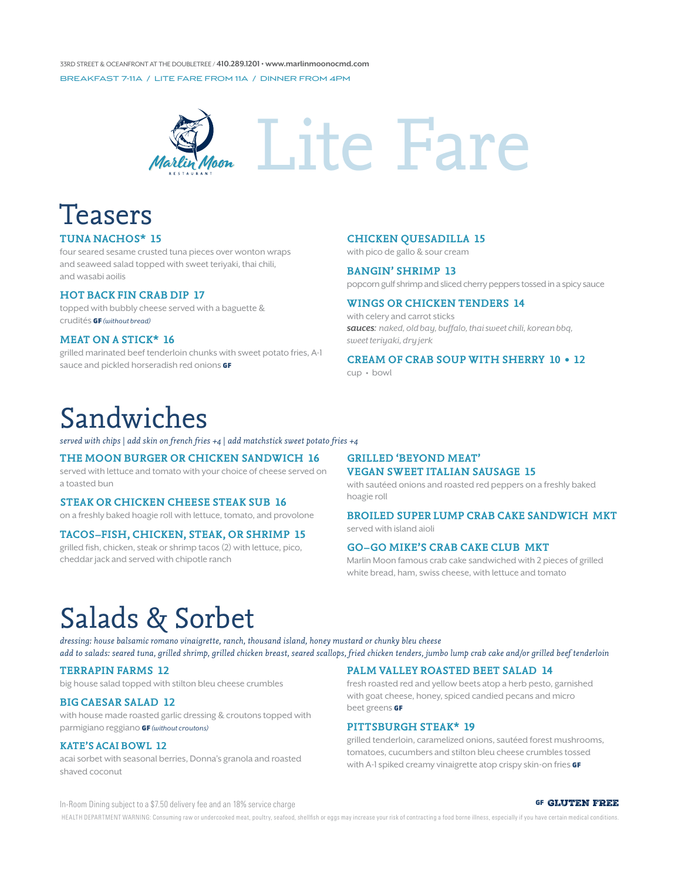33RD STREET & OCEANFRONT AT THE DOUBLETREE / **410.289.1201 • www.marlinmoonocmd.com**

BREAKFAST 7-11A / LITE FARE FROM 11A / DINNER FROM 4PM

Marlin Moon RESTAURANT

# Lite Fare

## Teasers

### TUNA NACHOS* 15
four seared sesame crusted tuna pieces over wonton wraps and seaweed salad topped with sweet teriyaki, thai chili, and wasabi aoilis

### HOT BACK FIN CRAB DIP 17
topped with bubbly cheese served with a baguette & crudités **GF** *(without bread)*

### MEAT ON A STICK* 16
grilled marinated beef tenderloin chunks with sweet potato fries, A-1 sauce and pickled horseradish red onions **GF**

### CHICKEN QUESADILLA 15
with pico de gallo & sour cream

### BANGIN' SHRIMP 13
popcorn gulf shrimp and sliced cherry peppers tossed in a spicy sauce

### WINGS OR CHICKEN TENDERS 14
with celery and carrot sticks
***sauces:*** *naked, old bay, buffalo, thai sweet chili, korean bbq, sweet teriyaki, dry jerk*

### CREAM OF CRAB SOUP WITH SHERRY 10 • 12
cup • bowl

## Sandwiches

*served with chips | add skin on french fries +4 | add matchstick sweet potato fries +4*

### THE MOON BURGER OR CHICKEN SANDWICH 16
served with lettuce and tomato with your choice of cheese served on a toasted bun

### STEAK OR CHICKEN CHEESE STEAK SUB 16
on a freshly baked hoagie roll with lettuce, tomato, and provolone

### TACOS–FISH, CHICKEN, STEAK, OR SHRIMP 15
grilled fish, chicken, steak or shrimp tacos (2) with lettuce, pico, cheddar jack and served with chipotle ranch

### GRILLED 'BEYOND MEAT' VEGAN SWEET ITALIAN SAUSAGE 15
with sautéed onions and roasted red peppers on a freshly baked hoagie roll

### BROILED SUPER LUMP CRAB CAKE SANDWICH MKT
served with island aioli

### GO–GO MIKE'S CRAB CAKE CLUB MKT
Marlin Moon famous crab cake sandwiched with 2 pieces of grilled white bread, ham, swiss cheese, with lettuce and tomato

## Salads & Sorbet

*dressing: house balsamic romano vinaigrette, ranch, thousand island, honey mustard or chunky bleu cheese*
*add to salads: seared tuna, grilled shrimp, grilled chicken breast, seared scallops, fried chicken tenders, jumbo lump crab cake and/or grilled beef tenderloin*

### TERRAPIN FARMS 12
big house salad topped with stilton bleu cheese crumbles

### BIG CAESAR SALAD 12
with house made roasted garlic dressing & croutons topped with parmigiano reggiano **GF** *(without croutons)*

### KATE'S ACAI BOWL 12
acai sorbet with seasonal berries, Donna's granola and roasted shaved coconut

### PALM VALLEY ROASTED BEET SALAD 14
fresh roasted red and yellow beets atop a herb pesto, garnished with goat cheese, honey, spiced candied pecans and micro beet greens **GF**

### PITTSBURGH STEAK* 19
grilled tenderloin, caramelized onions, sautéed forest mushrooms, tomatoes, cucumbers and stilton bleu cheese crumbles tossed with A-1 spiked creamy vinaigrette atop crispy skin-on fries **GF**

In-Room Dining subject to a $7.50 delivery fee and an 18% service charge

**GF GLUTEN FREE**

HEALTH DEPARTMENT WARNING: Consuming raw or undercooked meat, poultry, seafood, shellfish or eggs may increase your risk of contracting a food borne illness, especially if you have certain medical conditions.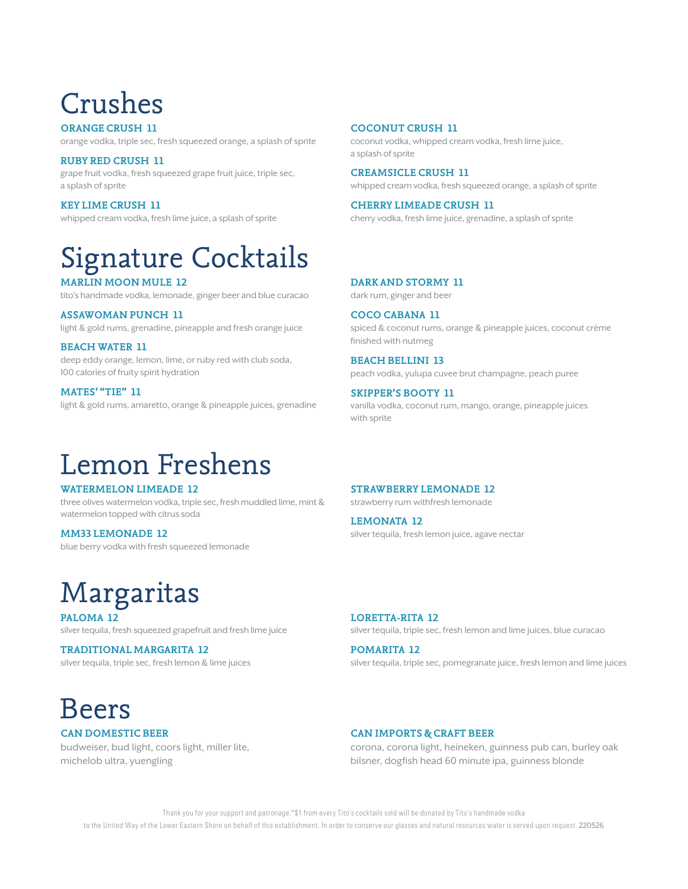# Crushes

**ORANGE CRUSH 11**
orange vodka, triple sec, fresh squeezed orange, a splash of sprite

**RUBY RED CRUSH 11**
grape fruit vodka, fresh squeezed grape fruit juice, triple sec, a splash of sprite

**KEY LIME CRUSH 11**
whipped cream vodka, fresh lime juice, a splash of sprite

**COCONUT CRUSH 11**
coconut vodka, whipped cream vodka, fresh lime juice, a splash of sprite

**CREAMSICLE CRUSH 11**
whipped cream vodka, fresh squeezed orange, a splash of sprite

**CHERRY LIMEADE CRUSH 11**
cherry vodka, fresh lime juice, grenadine, a splash of sprite

# Signature Cocktails

**MARLIN MOON MULE 12**
tito's handmade vodka, lemonade, ginger beer and blue curacao

**ASSAWOMAN PUNCH 11**
light & gold rums, grenadine, pineapple and fresh orange juice

**BEACH WATER 11**
deep eddy orange, lemon, lime, or ruby red with club soda, 100 calories of fruity spirit hydration

**MATES' "TIE" 11**
light & gold rums, amaretto, orange & pineapple juices, grenadine

**DARK AND STORMY 11**
dark rum, ginger and beer

**COCO CABANA 11**
spiced & coconut rums, orange & pineapple juices, coconut crème finished with nutmeg

**BEACH BELLINI 13**
peach vodka, yulupa cuvee brut champagne, peach puree

**SKIPPER'S BOOTY 11**
vanilla vodka, coconut rum, mango, orange, pineapple juices with sprite

# Lemon Freshens

**WATERMELON LIMEADE 12**
three olives watermelon vodka, triple sec, fresh muddled lime, mint & watermelon topped with citrus soda

**MM33 LEMONADE 12**
blue berry vodka with fresh squeezed lemonade

**STRAWBERRY LEMONADE 12**
strawberry rum withfresh lemonade

**LEMONATA 12**
silver tequila, fresh lemon juice, agave nectar

# Margaritas

**PALOMA 12**
silver tequila, fresh squeezed grapefruit and fresh lime juice

**TRADITIONAL MARGARITA 12**
silver tequila, triple sec, fresh lemon & lime juices

**LORETTA-RITA 12**
silver tequila, triple sec, fresh lemon and lime juices, blue curacao

**POMARITA 12**
silver tequila, triple sec, pomegranate juice, fresh lemon and lime juices

# Beers

**CAN DOMESTIC BEER**
budweiser, bud light, coors light, miller lite, michelob ultra, yuengling

**CAN IMPORTS & CRAFT BEER**
corona, corona light, heineken, guinness pub can, burley oak bilsner, dogfish head 60 minute ipa, guinness blonde

Thank you for your support and patronage.*$1 from every Tito's cocktails sold will be donated by Tito's handmade vodka to the United Way of the Lower Eastern Shore on behalf of this establishment. In order to conserve our glasses and natural resources water is served upon request. 220526